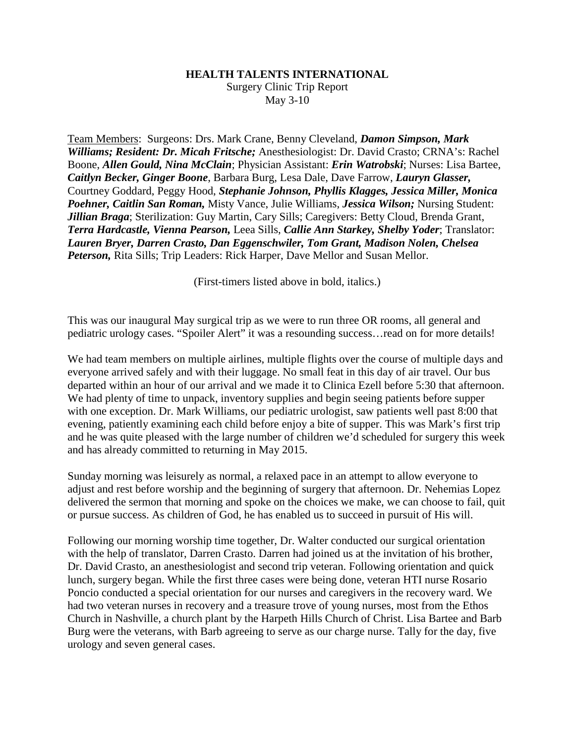**HEALTH TALENTS INTERNATIONAL**

Surgery Clinic Trip Report

May 3-10

Team Members: Surgeons: Drs. Mark Crane, Benny Cleveland, ***Damon Simpson, Mark Williams; Resident: Dr. Micah Fritsche;*** Anesthesiologist: Dr. David Crasto; CRNA's: Rachel Boone, ***Allen Gould, Nina McClain***; Physician Assistant: ***Erin Watrobski***; Nurses: Lisa Bartee, ***Caitlyn Becker, Ginger Boone***, Barbara Burg, Lesa Dale, Dave Farrow, ***Lauryn Glasser,*** Courtney Goddard, Peggy Hood, ***Stephanie Johnson, Phyllis Klagges, Jessica Miller, Monica Poehner, Caitlin San Roman,*** Misty Vance, Julie Williams, ***Jessica Wilson;*** Nursing Student: ***Jillian Braga***; Sterilization: Guy Martin, Cary Sills; Caregivers: Betty Cloud, Brenda Grant, ***Terra Hardcastle, Vienna Pearson,*** Leea Sills, ***Callie Ann Starkey, Shelby Yoder***; Translator: ***Lauren Bryer, Darren Crasto, Dan Eggenschwiler, Tom Grant, Madison Nolen, Chelsea Peterson,*** Rita Sills; Trip Leaders: Rick Harper, Dave Mellor and Susan Mellor.

(First-timers listed above in bold, italics.)

This was our inaugural May surgical trip as we were to run three OR rooms, all general and pediatric urology cases. "Spoiler Alert" it was a resounding success…read on for more details!

We had team members on multiple airlines, multiple flights over the course of multiple days and everyone arrived safely and with their luggage. No small feat in this day of air travel. Our bus departed within an hour of our arrival and we made it to Clinica Ezell before 5:30 that afternoon. We had plenty of time to unpack, inventory supplies and begin seeing patients before supper with one exception. Dr. Mark Williams, our pediatric urologist, saw patients well past 8:00 that evening, patiently examining each child before enjoy a bite of supper. This was Mark's first trip and he was quite pleased with the large number of children we'd scheduled for surgery this week and has already committed to returning in May 2015.

Sunday morning was leisurely as normal, a relaxed pace in an attempt to allow everyone to adjust and rest before worship and the beginning of surgery that afternoon. Dr. Nehemias Lopez delivered the sermon that morning and spoke on the choices we make, we can choose to fail, quit or pursue success. As children of God, he has enabled us to succeed in pursuit of His will.

Following our morning worship time together, Dr. Walter conducted our surgical orientation with the help of translator, Darren Crasto. Darren had joined us at the invitation of his brother, Dr. David Crasto, an anesthesiologist and second trip veteran. Following orientation and quick lunch, surgery began. While the first three cases were being done, veteran HTI nurse Rosario Poncio conducted a special orientation for our nurses and caregivers in the recovery ward. We had two veteran nurses in recovery and a treasure trove of young nurses, most from the Ethos Church in Nashville, a church plant by the Harpeth Hills Church of Christ. Lisa Bartee and Barb Burg were the veterans, with Barb agreeing to serve as our charge nurse. Tally for the day, five urology and seven general cases.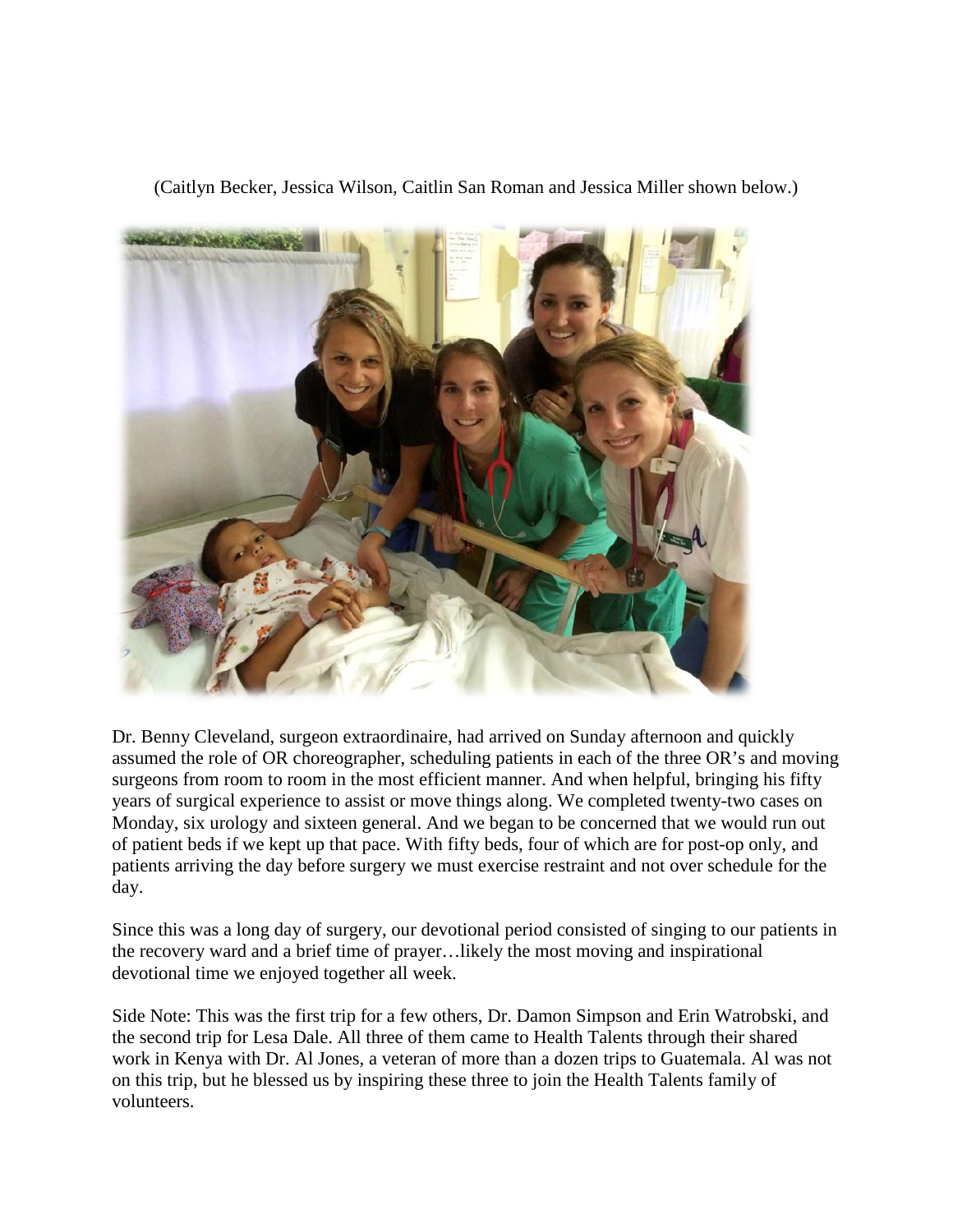(Caitlyn Becker, Jessica Wilson, Caitlin San Roman and Jessica Miller shown below.)

Dr. Benny Cleveland, surgeon extraordinaire, had arrived on Sunday afternoon and quickly assumed the role of OR choreographer, scheduling patients in each of the three OR's and moving surgeons from room to room in the most efficient manner. And when helpful, bringing his fifty years of surgical experience to assist or move things along. We completed twenty-two cases on Monday, six urology and sixteen general. And we began to be concerned that we would run out of patient beds if we kept up that pace. With fifty beds, four of which are for post-op only, and patients arriving the day before surgery we must exercise restraint and not over schedule for the day.

Since this was a long day of surgery, our devotional period consisted of singing to our patients in the recovery ward and a brief time of prayer…likely the most moving and inspirational devotional time we enjoyed together all week.

Side Note: This was the first trip for a few others, Dr. Damon Simpson and Erin Watrobski, and the second trip for Lesa Dale. All three of them came to Health Talents through their shared work in Kenya with Dr. Al Jones, a veteran of more than a dozen trips to Guatemala. Al was not on this trip, but he blessed us by inspiring these three to join the Health Talents family of volunteers.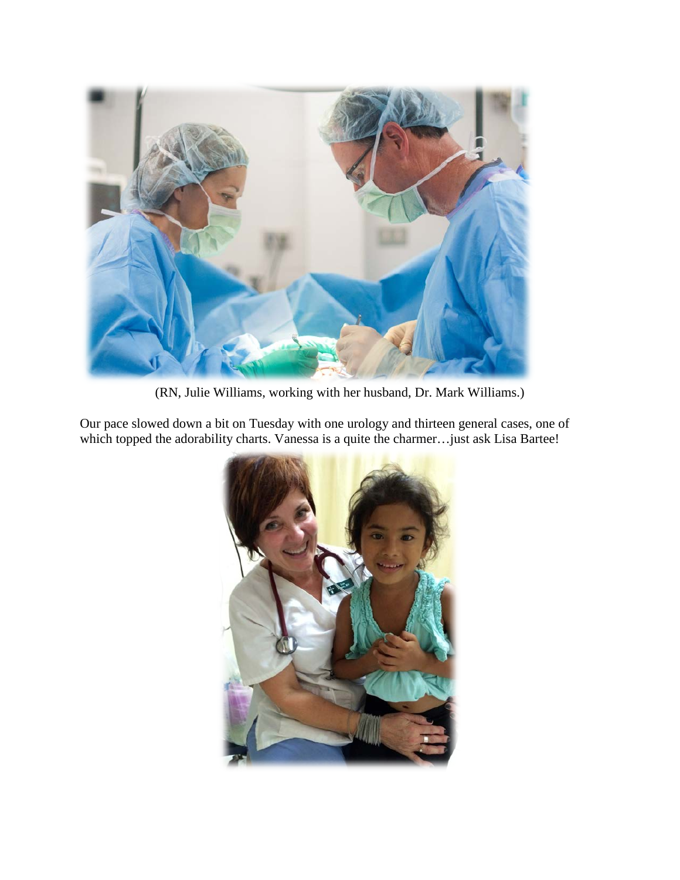(RN, Julie Williams, working with her husband, Dr. Mark Williams.)

Our pace slowed down a bit on Tuesday with one urology and thirteen general cases, one of which topped the adorability charts. Vanessa is a quite the charmer…just ask Lisa Bartee!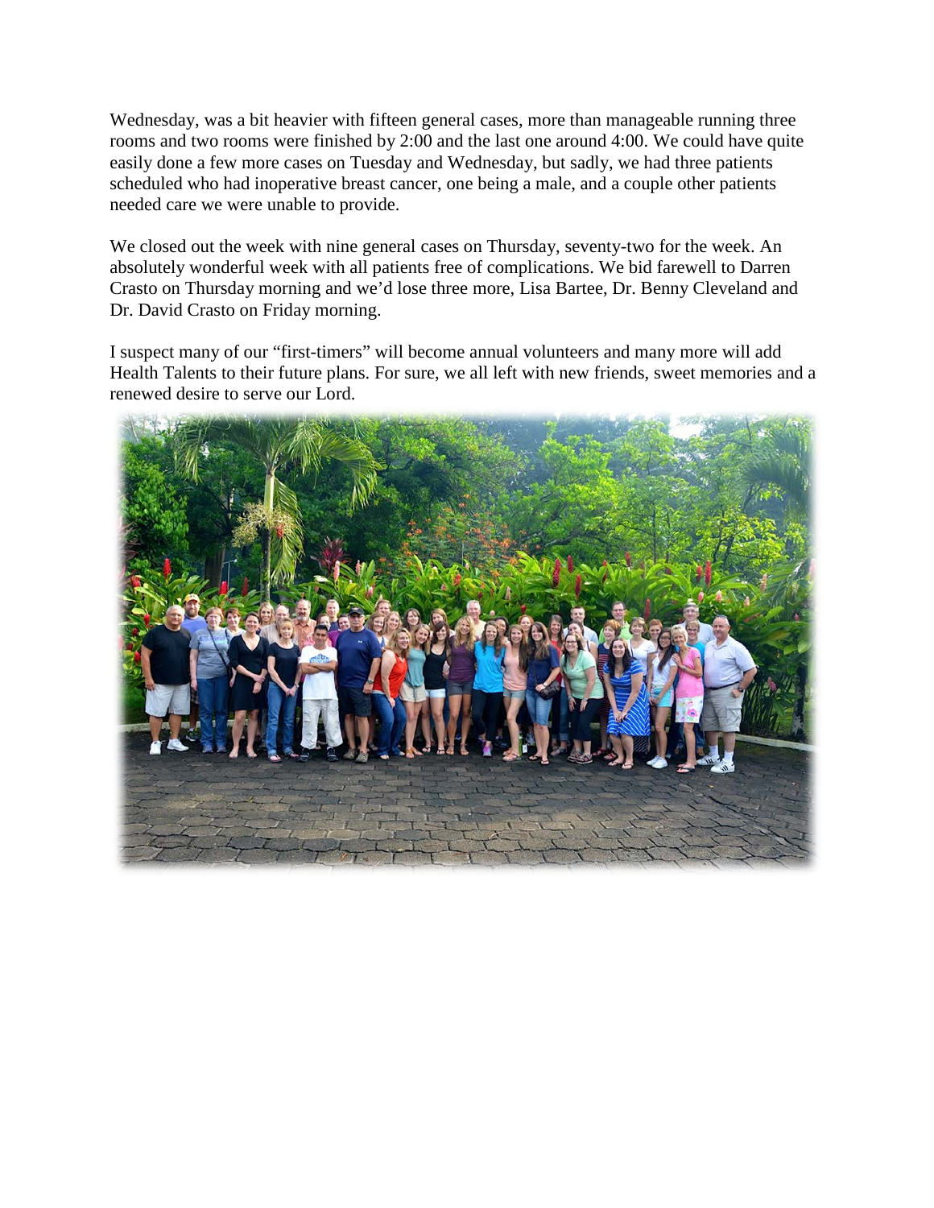Wednesday, was a bit heavier with fifteen general cases, more than manageable running three rooms and two rooms were finished by 2:00 and the last one around 4:00. We could have quite easily done a few more cases on Tuesday and Wednesday, but sadly, we had three patients scheduled who had inoperative breast cancer, one being a male, and a couple other patients needed care we were unable to provide.

We closed out the week with nine general cases on Thursday, seventy-two for the week. An absolutely wonderful week with all patients free of complications. We bid farewell to Darren Crasto on Thursday morning and we'd lose three more, Lisa Bartee, Dr. Benny Cleveland and Dr. David Crasto on Friday morning.

I suspect many of our "first-timers" will become annual volunteers and many more will add Health Talents to their future plans. For sure, we all left with new friends, sweet memories and a renewed desire to serve our Lord.